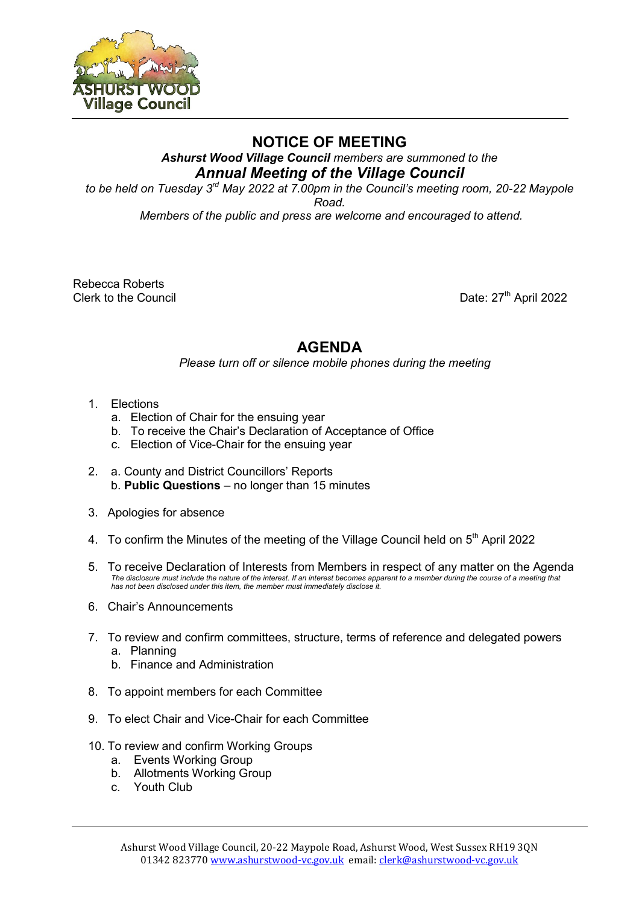Ashurst Wood Village Council

# NOTICE OF MEETING

***Ashurst Wood Village Council** members are summoned to the*

## *Annual Meeting of the Village Council*

*to be held on Tuesday 3rd May 2022 at 7.00pm in the Council's meeting room, 20-22 Maypole Road.*

*Members of the public and press are welcome and encouraged to attend.*

Rebecca Roberts
Clerk to the Council

Date: 27th April 2022

# AGENDA

*Please turn off or silence mobile phones during the meeting*

1. Elections
   a. Election of Chair for the ensuing year
   b. To receive the Chair's Declaration of Acceptance of Office
   c. Election of Vice-Chair for the ensuing year

2. a. County and District Councillors' Reports
   b. **Public Questions** – no longer than 15 minutes

3. Apologies for absence

4. To confirm the Minutes of the meeting of the Village Council held on 5th April 2022

5. To receive Declaration of Interests from Members in respect of any matter on the Agenda
   *The disclosure must include the nature of the interest. If an interest becomes apparent to a member during the course of a meeting that has not been disclosed under this item, the member must immediately disclose it.*

6. Chair's Announcements

7. To review and confirm committees, structure, terms of reference and delegated powers
   a. Planning
   b. Finance and Administration

8. To appoint members for each Committee

9. To elect Chair and Vice-Chair for each Committee

10. To review and confirm Working Groups
    a. Events Working Group
    b. Allotments Working Group
    c. Youth Club

Ashurst Wood Village Council, 20-22 Maypole Road, Ashurst Wood, West Sussex RH19 3QN
01342 823770 www.ashurstwood-vc.gov.uk email: clerk@ashurstwood-vc.gov.uk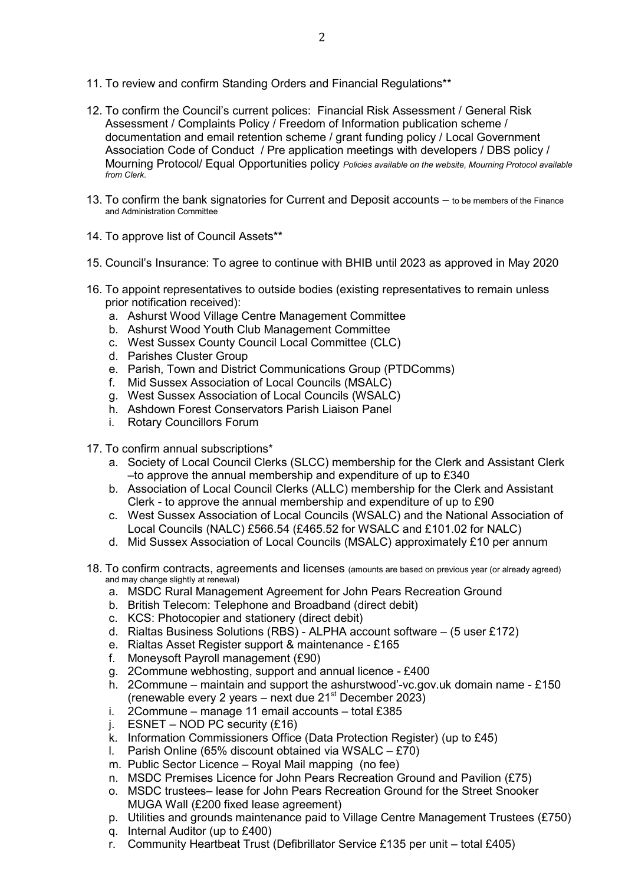11. To review and confirm Standing Orders and Financial Regulations**

12. To confirm the Council's current polices: Financial Risk Assessment / General Risk Assessment / Complaints Policy / Freedom of Information publication scheme / documentation and email retention scheme / grant funding policy / Local Government Association Code of Conduct / Pre application meetings with developers / DBS policy / Mourning Protocol/ Equal Opportunities policy *Policies available on the website, Mourning Protocol available from Clerk.*

13. To confirm the bank signatories for Current and Deposit accounts – to be members of the Finance and Administration Committee

14. To approve list of Council Assets**

15. Council's Insurance: To agree to continue with BHIB until 2023 as approved in May 2020

16. To appoint representatives to outside bodies (existing representatives to remain unless prior notification received):
    a. Ashurst Wood Village Centre Management Committee
    b. Ashurst Wood Youth Club Management Committee
    c. West Sussex County Council Local Committee (CLC)
    d. Parishes Cluster Group
    e. Parish, Town and District Communications Group (PTDComms)
    f. Mid Sussex Association of Local Councils (MSALC)
    g. West Sussex Association of Local Councils (WSALC)
    h. Ashdown Forest Conservators Parish Liaison Panel
    i. Rotary Councillors Forum

17. To confirm annual subscriptions*
    a. Society of Local Council Clerks (SLCC) membership for the Clerk and Assistant Clerk –to approve the annual membership and expenditure of up to £340
    b. Association of Local Council Clerks (ALLC) membership for the Clerk and Assistant Clerk - to approve the annual membership and expenditure of up to £90
    c. West Sussex Association of Local Councils (WSALC) and the National Association of Local Councils (NALC) £566.54 (£465.52 for WSALC and £101.02 for NALC)
    d. Mid Sussex Association of Local Councils (MSALC) approximately £10 per annum

18. To confirm contracts, agreements and licenses (amounts are based on previous year (or already agreed) and may change slightly at renewal)
    a. MSDC Rural Management Agreement for John Pears Recreation Ground
    b. British Telecom: Telephone and Broadband (direct debit)
    c. KCS: Photocopier and stationery (direct debit)
    d. Rialtas Business Solutions (RBS) - ALPHA account software – (5 user £172)
    e. Rialtas Asset Register support & maintenance - £165
    f. Moneysoft Payroll management (£90)
    g. 2Commune webhosting, support and annual licence - £400
    h. 2Commune – maintain and support the ashurstwood'-vc.gov.uk domain name - £150 (renewable every 2 years – next due 21st December 2023)
    i. 2Commune – manage 11 email accounts – total £385
    j. ESNET – NOD PC security (£16)
    k. Information Commissioners Office (Data Protection Register) (up to £45)
    l. Parish Online (65% discount obtained via WSALC – £70)
    m. Public Sector Licence – Royal Mail mapping (no fee)
    n. MSDC Premises Licence for John Pears Recreation Ground and Pavilion (£75)
    o. MSDC trustees– lease for John Pears Recreation Ground for the Street Snooker MUGA Wall (£200 fixed lease agreement)
    p. Utilities and grounds maintenance paid to Village Centre Management Trustees (£750)
    q. Internal Auditor (up to £400)
    r. Community Heartbeat Trust (Defibrillator Service £135 per unit – total £405)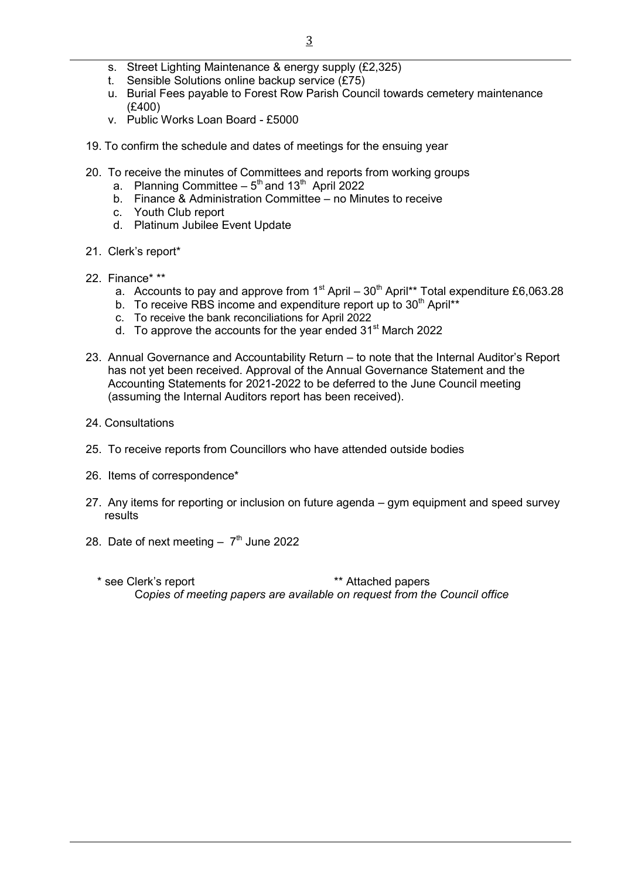s. Street Lighting Maintenance & energy supply (£2,325)
t. Sensible Solutions online backup service (£75)
u. Burial Fees payable to Forest Row Parish Council towards cemetery maintenance (£400)
v. Public Works Loan Board - £5000

19. To confirm the schedule and dates of meetings for the ensuing year

20. To receive the minutes of Committees and reports from working groups
    a. Planning Committee – 5th and 13th April 2022
    b. Finance & Administration Committee – no Minutes to receive
    c. Youth Club report
    d. Platinum Jubilee Event Update

21. Clerk's report*

22. Finance* **
    a. Accounts to pay and approve from 1st April – 30th April** Total expenditure £6,063.28
    b. To receive RBS income and expenditure report up to 30th April**
    c. To receive the bank reconciliations for April 2022
    d. To approve the accounts for the year ended 31st March 2022

23. Annual Governance and Accountability Return – to note that the Internal Auditor's Report has not yet been received. Approval of the Annual Governance Statement and the Accounting Statements for 2021-2022 to be deferred to the June Council meeting (assuming the Internal Auditors report has been received).

24. Consultations

25. To receive reports from Councillors who have attended outside bodies

26. Items of correspondence*

27. Any items for reporting or inclusion on future agenda – gym equipment and speed survey results

28. Date of next meeting – 7th June 2022

\* see Clerk's report ** Attached papers

*Copies of meeting papers are available on request from the Council office*